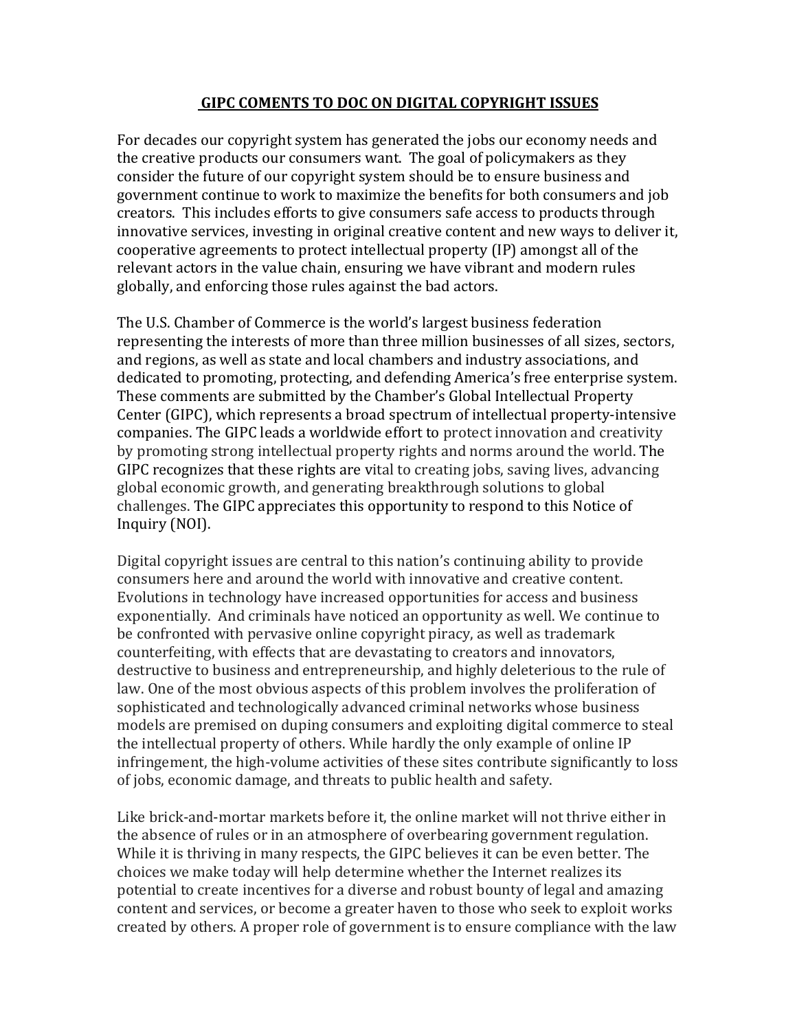# **GIPC COMENTS TO DOC ON DIGITAL COPYRIGHT ISSUES**

For decades our copyright system has generated the jobs our economy needs and the creative products our consumers want. The goal of policymakers as they consider the future of our copyright system should be to ensure business and government continue to work to maximize the benefits for both consumers and job creators. This includes efforts to give consumers safe access to products through innovative services, investing in original creative content and new ways to deliver it, cooperative agreements to protect intellectual property (IP) amongst all of the relevant actors in the value chain, ensuring we have vibrant and modern rules globally, and enforcing those rules against the bad actors.

The U.S. Chamber of Commerce is the world's largest business federation representing the interests of more than three million businesses of all sizes, sectors, and regions, as well as state and local chambers and industry associations, and dedicated to promoting, protecting, and defending America's free enterprise system. These comments are submitted by the Chamber's Global Intellectual Property Center (GIPC), which represents a broad spectrum of intellectual property-intensive companies. The GIPC leads a worldwide effort to protect innovation and creativity by promoting strong intellectual property rights and norms around the world. The GIPC recognizes that these rights are vital to creating jobs, saving lives, advancing global economic growth, and generating breakthrough solutions to global challenges. The GIPC appreciates this opportunity to respond to this Notice of Inquiry (NOI).

Digital copyright issues are central to this nation's continuing ability to provide consumers here and around the world with innovative and creative content. Evolutions in technology have increased opportunities for access and business exponentially. And criminals have noticed an opportunity as well. We continue to be confronted with pervasive online copyright piracy, as well as trademark counterfeiting, with effects that are devastating to creators and innovators, destructive to business and entrepreneurship, and highly deleterious to the rule of law. One of the most obvious aspects of this problem involves the proliferation of sophisticated and technologically advanced criminal networks whose business models are premised on duping consumers and exploiting digital commerce to steal the intellectual property of others. While hardly the only example of online IP infringement, the high-volume activities of these sites contribute significantly to loss of jobs, economic damage, and threats to public health and safety.

Like brick-and-mortar markets before it, the online market will not thrive either in the absence of rules or in an atmosphere of overbearing government regulation. While it is thriving in many respects, the GIPC believes it can be even better. The choices we make today will help determine whether the Internet realizes its potential to create incentives for a diverse and robust bounty of legal and amazing content and services, or become a greater haven to those who seek to exploit works created by others. A proper role of government is to ensure compliance with the law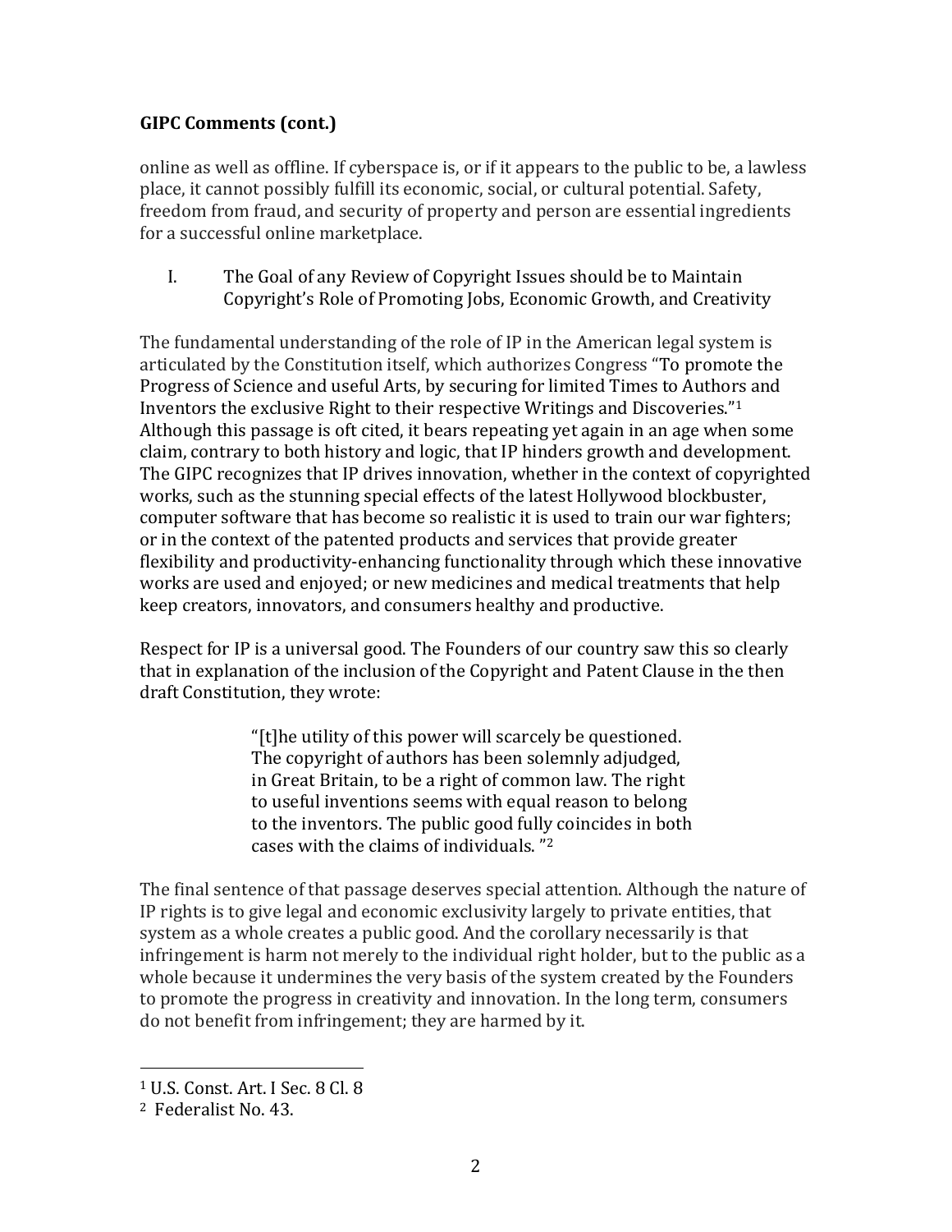**GIPC Comments (cont.)**

online as well as offline. If cyberspace is, or if it appears to the public to be, a lawless place, it cannot possibly fulfill its economic, social, or cultural potential. Safety, freedom from fraud, and security of property and person are essential ingredients for a successful online marketplace.

## I. The Goal of any Review of Copyright Issues should be to Maintain Copyright's Role of Promoting Jobs, Economic Growth, and Creativity

The fundamental understanding of the role of IP in the American legal system is articulated by the Constitution itself, which authorizes Congress "To promote the Progress of Science and useful Arts, by securing for limited Times to Authors and Inventors the exclusive Right to their respective Writings and Discoveries."[1] Although this passage is oft cited, it bears repeating yet again in an age when some claim, contrary to both history and logic, that IP hinders growth and development. The GIPC recognizes that IP drives innovation, whether in the context of copyrighted works, such as the stunning special effects of the latest Hollywood blockbuster, computer software that has become so realistic it is used to train our war fighters; or in the context of the patented products and services that provide greater flexibility and productivity-enhancing functionality through which these innovative works are used and enjoyed; or new medicines and medical treatments that help keep creators, innovators, and consumers healthy and productive.

Respect for IP is a universal good. The Founders of our country saw this so clearly that in explanation of the inclusion of the Copyright and Patent Clause in the then draft Constitution, they wrote:

> "[t]he utility of this power will scarcely be questioned. The copyright of authors has been solemnly adjudged, in Great Britain, to be a right of common law. The right to useful inventions seems with equal reason to belong to the inventors. The public good fully coincides in both cases with the claims of individuals. "[2]

The final sentence of that passage deserves special attention. Although the nature of IP rights is to give legal and economic exclusivity largely to private entities, that system as a whole creates a public good. And the corollary necessarily is that infringement is harm not merely to the individual right holder, but to the public as a whole because it undermines the very basis of the system created by the Founders to promote the progress in creativity and innovation. In the long term, consumers do not benefit from infringement; they are harmed by it.

---

[1] U.S. Const. Art. I Sec. 8 Cl. 8

[2] Federalist No. 43.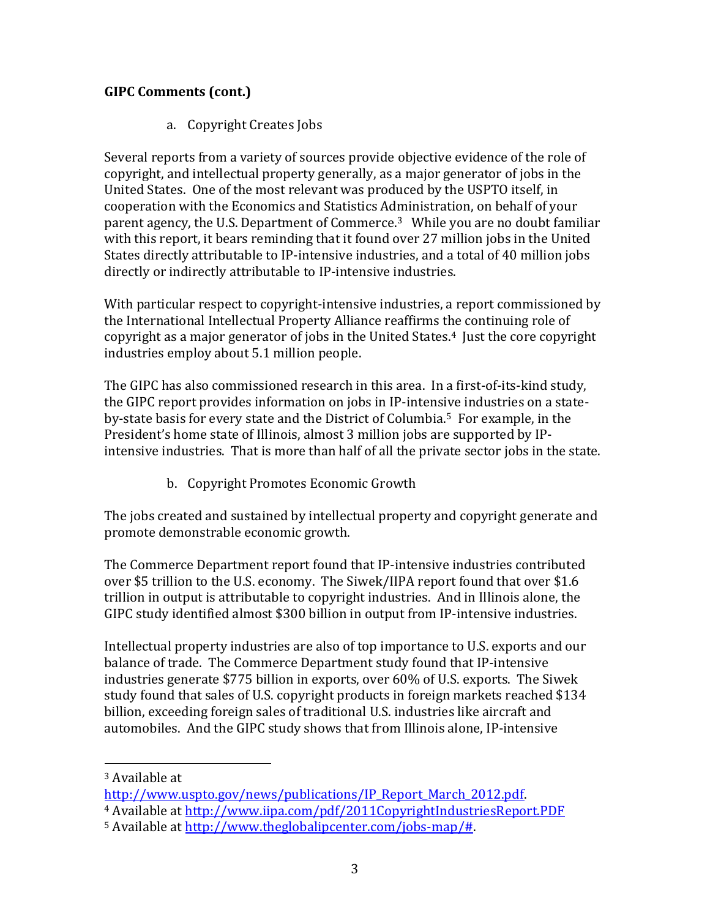**GIPC Comments (cont.)**

a. Copyright Creates Jobs

Several reports from a variety of sources provide objective evidence of the role of copyright, and intellectual property generally, as a major generator of jobs in the United States. One of the most relevant was produced by the USPTO itself, in cooperation with the Economics and Statistics Administration, on behalf of your parent agency, the U.S. Department of Commerce.[3] While you are no doubt familiar with this report, it bears reminding that it found over 27 million jobs in the United States directly attributable to IP-intensive industries, and a total of 40 million jobs directly or indirectly attributable to IP-intensive industries.

With particular respect to copyright-intensive industries, a report commissioned by the International Intellectual Property Alliance reaffirms the continuing role of copyright as a major generator of jobs in the United States.[4] Just the core copyright industries employ about 5.1 million people.

The GIPC has also commissioned research in this area. In a first-of-its-kind study, the GIPC report provides information on jobs in IP-intensive industries on a state-by-state basis for every state and the District of Columbia.[5] For example, in the President's home state of Illinois, almost 3 million jobs are supported by IP-intensive industries. That is more than half of all the private sector jobs in the state.

b. Copyright Promotes Economic Growth

The jobs created and sustained by intellectual property and copyright generate and promote demonstrable economic growth.

The Commerce Department report found that IP-intensive industries contributed over $5 trillion to the U.S. economy. The Siwek/IIPA report found that over $1.6 trillion in output is attributable to copyright industries. And in Illinois alone, the GIPC study identified almost $300 billion in output from IP-intensive industries.

Intellectual property industries are also of top importance to U.S. exports and our balance of trade. The Commerce Department study found that IP-intensive industries generate $775 billion in exports, over 60% of U.S. exports. The Siwek study found that sales of U.S. copyright products in foreign markets reached $134 billion, exceeding foreign sales of traditional U.S. industries like aircraft and automobiles. And the GIPC study shows that from Illinois alone, IP-intensive

---

[3] Available at http://www.uspto.gov/news/publications/IP_Report_March_2012.pdf.

[4] Available at http://www.iipa.com/pdf/2011CopyrightIndustriesReport.PDF

[5] Available at http://www.theglobalipcenter.com/jobs-map/#.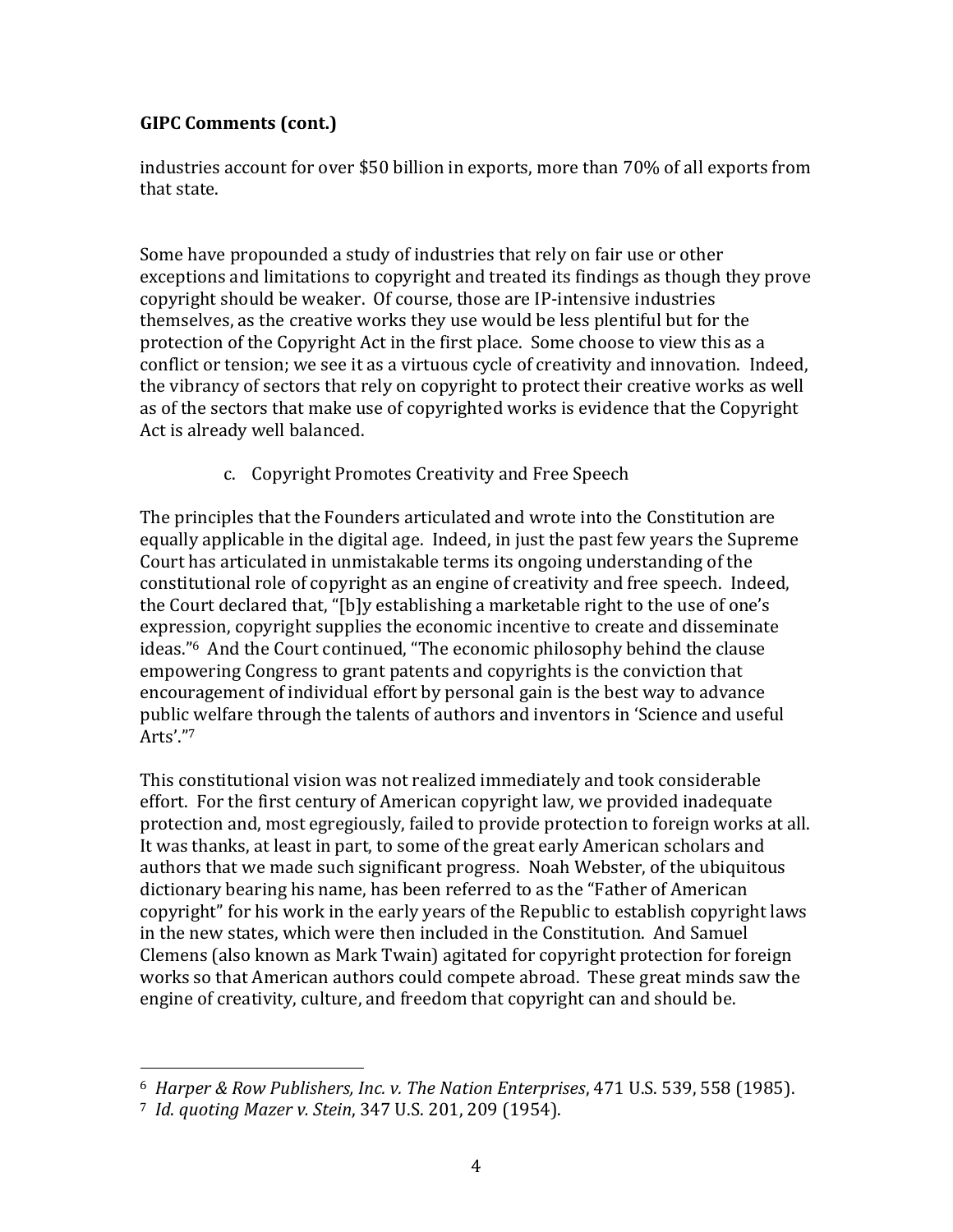industries account for over $50 billion in exports, more than 70% of all exports from that state.

Some have propounded a study of industries that rely on fair use or other exceptions and limitations to copyright and treated its findings as though they prove copyright should be weaker. Of course, those are IP-intensive industries themselves, as the creative works they use would be less plentiful but for the protection of the Copyright Act in the first place. Some choose to view this as a conflict or tension; we see it as a virtuous cycle of creativity and innovation. Indeed, the vibrancy of sectors that rely on copyright to protect their creative works as well as of the sectors that make use of copyrighted works is evidence that the Copyright Act is already well balanced.

c. Copyright Promotes Creativity and Free Speech

The principles that the Founders articulated and wrote into the Constitution are equally applicable in the digital age. Indeed, in just the past few years the Supreme Court has articulated in unmistakable terms its ongoing understanding of the constitutional role of copyright as an engine of creativity and free speech. Indeed, the Court declared that, "[b]y establishing a marketable right to the use of one's expression, copyright supplies the economic incentive to create and disseminate ideas."[6] And the Court continued, "The economic philosophy behind the clause empowering Congress to grant patents and copyrights is the conviction that encouragement of individual effort by personal gain is the best way to advance public welfare through the talents of authors and inventors in 'Science and useful Arts'."[7]

This constitutional vision was not realized immediately and took considerable effort. For the first century of American copyright law, we provided inadequate protection and, most egregiously, failed to provide protection to foreign works at all. It was thanks, at least in part, to some of the great early American scholars and authors that we made such significant progress. Noah Webster, of the ubiquitous dictionary bearing his name, has been referred to as the "Father of American copyright" for his work in the early years of the Republic to establish copyright laws in the new states, which were then included in the Constitution. And Samuel Clemens (also known as Mark Twain) agitated for copyright protection for foreign works so that American authors could compete abroad. These great minds saw the engine of creativity, culture, and freedom that copyright can and should be.

---

[6] *Harper & Row Publishers, Inc. v. The Nation Enterprises*, 471 U.S. 539, 558 (1985).

[7] *Id. quoting Mazer v. Stein*, 347 U.S. 201, 209 (1954).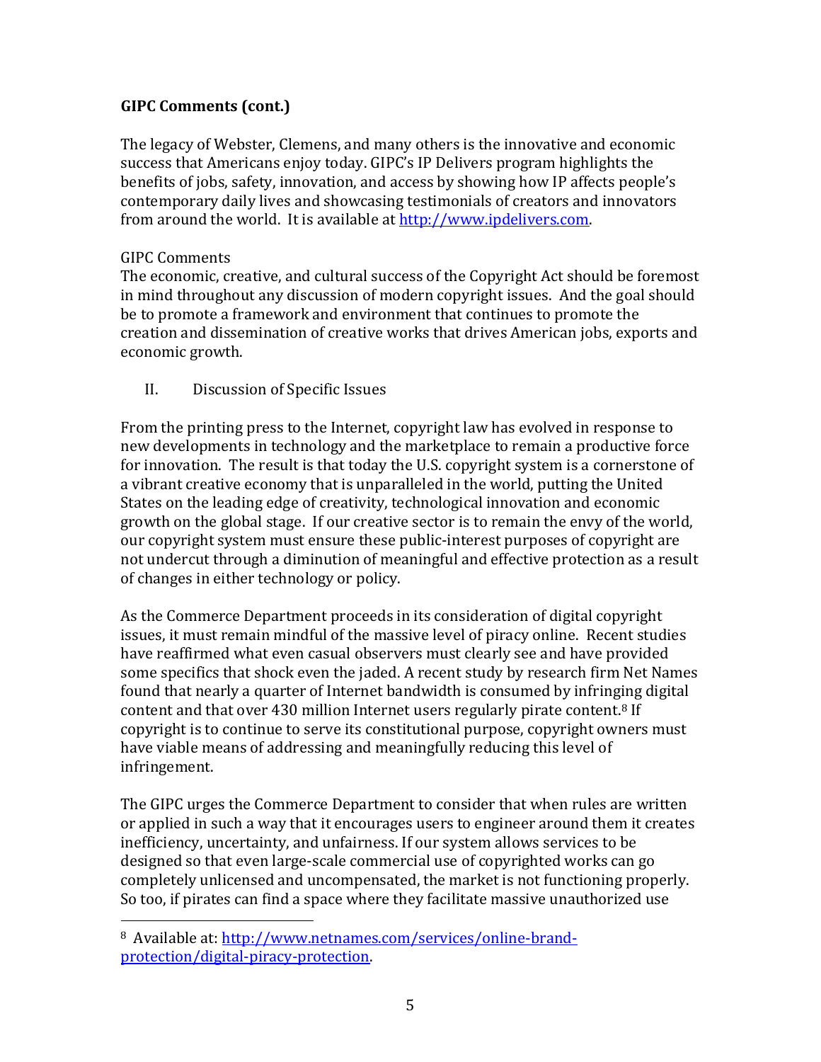**GIPC Comments (cont.)**

The legacy of Webster, Clemens, and many others is the innovative and economic success that Americans enjoy today. GIPC's IP Delivers program highlights the benefits of jobs, safety, innovation, and access by showing how IP affects people's contemporary daily lives and showcasing testimonials of creators and innovators from around the world. It is available at [http://www.ipdelivers.com](http://www.ipdelivers.com).

GIPC Comments

The economic, creative, and cultural success of the Copyright Act should be foremost in mind throughout any discussion of modern copyright issues. And the goal should be to promote a framework and environment that continues to promote the creation and dissemination of creative works that drives American jobs, exports and economic growth.

II. Discussion of Specific Issues

From the printing press to the Internet, copyright law has evolved in response to new developments in technology and the marketplace to remain a productive force for innovation. The result is that today the U.S. copyright system is a cornerstone of a vibrant creative economy that is unparalleled in the world, putting the United States on the leading edge of creativity, technological innovation and economic growth on the global stage. If our creative sector is to remain the envy of the world, our copyright system must ensure these public-interest purposes of copyright are not undercut through a diminution of meaningful and effective protection as a result of changes in either technology or policy.

As the Commerce Department proceeds in its consideration of digital copyright issues, it must remain mindful of the massive level of piracy online. Recent studies have reaffirmed what even casual observers must clearly see and have provided some specifics that shock even the jaded. A recent study by research firm Net Names found that nearly a quarter of Internet bandwidth is consumed by infringing digital content and that over 430 million Internet users regularly pirate content.[8] If copyright is to continue to serve its constitutional purpose, copyright owners must have viable means of addressing and meaningfully reducing this level of infringement.

The GIPC urges the Commerce Department to consider that when rules are written or applied in such a way that it encourages users to engineer around them it creates inefficiency, uncertainty, and unfairness. If our system allows services to be designed so that even large-scale commercial use of copyrighted works can go completely unlicensed and uncompensated, the market is not functioning properly. So too, if pirates can find a space where they facilitate massive unauthorized use

---

[8] Available at: [http://www.netnames.com/services/online-brand-protection/digital-piracy-protection](http://www.netnames.com/services/online-brand-protection/digital-piracy-protection).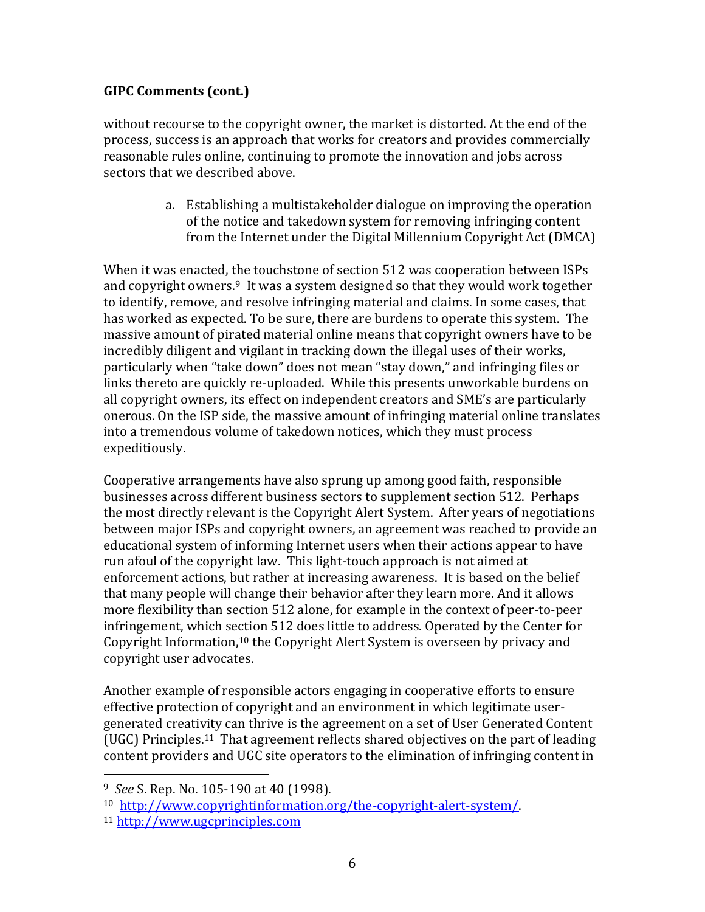**GIPC Comments (cont.)**

without recourse to the copyright owner, the market is distorted. At the end of the process, success is an approach that works for creators and provides commercially reasonable rules online, continuing to promote the innovation and jobs across sectors that we described above.

a. Establishing a multistakeholder dialogue on improving the operation of the notice and takedown system for removing infringing content from the Internet under the Digital Millennium Copyright Act (DMCA)

When it was enacted, the touchstone of section 512 was cooperation between ISPs and copyright owners.[9] It was a system designed so that they would work together to identify, remove, and resolve infringing material and claims. In some cases, that has worked as expected. To be sure, there are burdens to operate this system. The massive amount of pirated material online means that copyright owners have to be incredibly diligent and vigilant in tracking down the illegal uses of their works, particularly when "take down" does not mean "stay down," and infringing files or links thereto are quickly re-uploaded. While this presents unworkable burdens on all copyright owners, its effect on independent creators and SME's are particularly onerous. On the ISP side, the massive amount of infringing material online translates into a tremendous volume of takedown notices, which they must process expeditiously.

Cooperative arrangements have also sprung up among good faith, responsible businesses across different business sectors to supplement section 512. Perhaps the most directly relevant is the Copyright Alert System. After years of negotiations between major ISPs and copyright owners, an agreement was reached to provide an educational system of informing Internet users when their actions appear to have run afoul of the copyright law. This light-touch approach is not aimed at enforcement actions, but rather at increasing awareness. It is based on the belief that many people will change their behavior after they learn more. And it allows more flexibility than section 512 alone, for example in the context of peer-to-peer infringement, which section 512 does little to address. Operated by the Center for Copyright Information,[10] the Copyright Alert System is overseen by privacy and copyright user advocates.

Another example of responsible actors engaging in cooperative efforts to ensure effective protection of copyright and an environment in which legitimate user-generated creativity can thrive is the agreement on a set of User Generated Content (UGC) Principles.[11] That agreement reflects shared objectives on the part of leading content providers and UGC site operators to the elimination of infringing content in

---

[9] *See* S. Rep. No. 105-190 at 40 (1998).

[10] http://www.copyrightinformation.org/the-copyright-alert-system/.

[11] http://www.ugcprinciples.com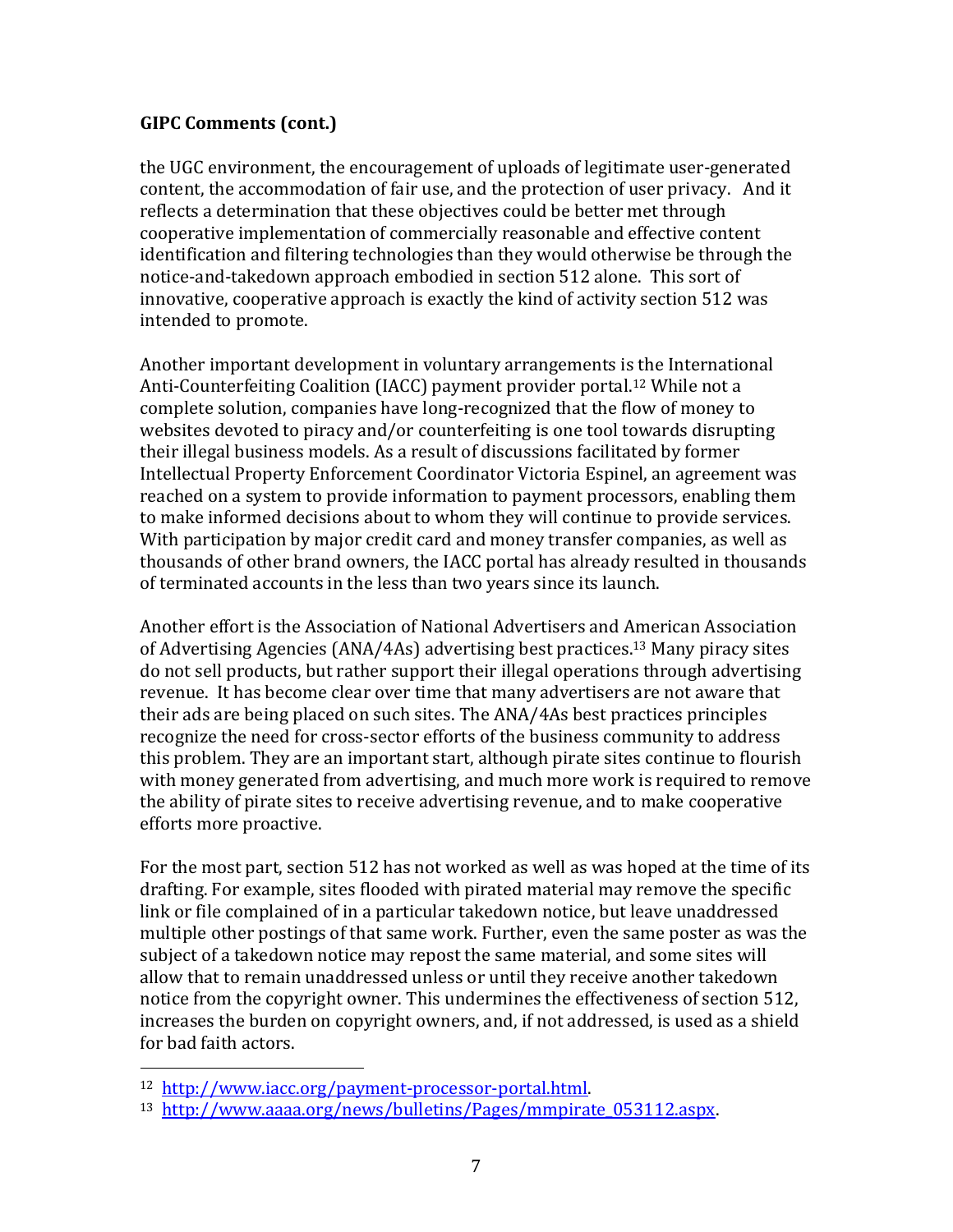**GIPC Comments (cont.)**

the UGC environment, the encouragement of uploads of legitimate user-generated content, the accommodation of fair use, and the protection of user privacy. And it reflects a determination that these objectives could be better met through cooperative implementation of commercially reasonable and effective content identification and filtering technologies than they would otherwise be through the notice-and-takedown approach embodied in section 512 alone. This sort of innovative, cooperative approach is exactly the kind of activity section 512 was intended to promote.

Another important development in voluntary arrangements is the International Anti-Counterfeiting Coalition (IACC) payment provider portal.[12] While not a complete solution, companies have long-recognized that the flow of money to websites devoted to piracy and/or counterfeiting is one tool towards disrupting their illegal business models. As a result of discussions facilitated by former Intellectual Property Enforcement Coordinator Victoria Espinel, an agreement was reached on a system to provide information to payment processors, enabling them to make informed decisions about to whom they will continue to provide services. With participation by major credit card and money transfer companies, as well as thousands of other brand owners, the IACC portal has already resulted in thousands of terminated accounts in the less than two years since its launch.

Another effort is the Association of National Advertisers and American Association of Advertising Agencies (ANA/4As) advertising best practices.[13] Many piracy sites do not sell products, but rather support their illegal operations through advertising revenue. It has become clear over time that many advertisers are not aware that their ads are being placed on such sites. The ANA/4As best practices principles recognize the need for cross-sector efforts of the business community to address this problem. They are an important start, although pirate sites continue to flourish with money generated from advertising, and much more work is required to remove the ability of pirate sites to receive advertising revenue, and to make cooperative efforts more proactive.

For the most part, section 512 has not worked as well as was hoped at the time of its drafting. For example, sites flooded with pirated material may remove the specific link or file complained of in a particular takedown notice, but leave unaddressed multiple other postings of that same work. Further, even the same poster as was the subject of a takedown notice may repost the same material, and some sites will allow that to remain unaddressed unless or until they receive another takedown notice from the copyright owner. This undermines the effectiveness of section 512, increases the burden on copyright owners, and, if not addressed, is used as a shield for bad faith actors.

---

[12] http://www.iacc.org/payment-processor-portal.html.

[13] http://www.aaaa.org/news/bulletins/Pages/mmpirate_053112.aspx.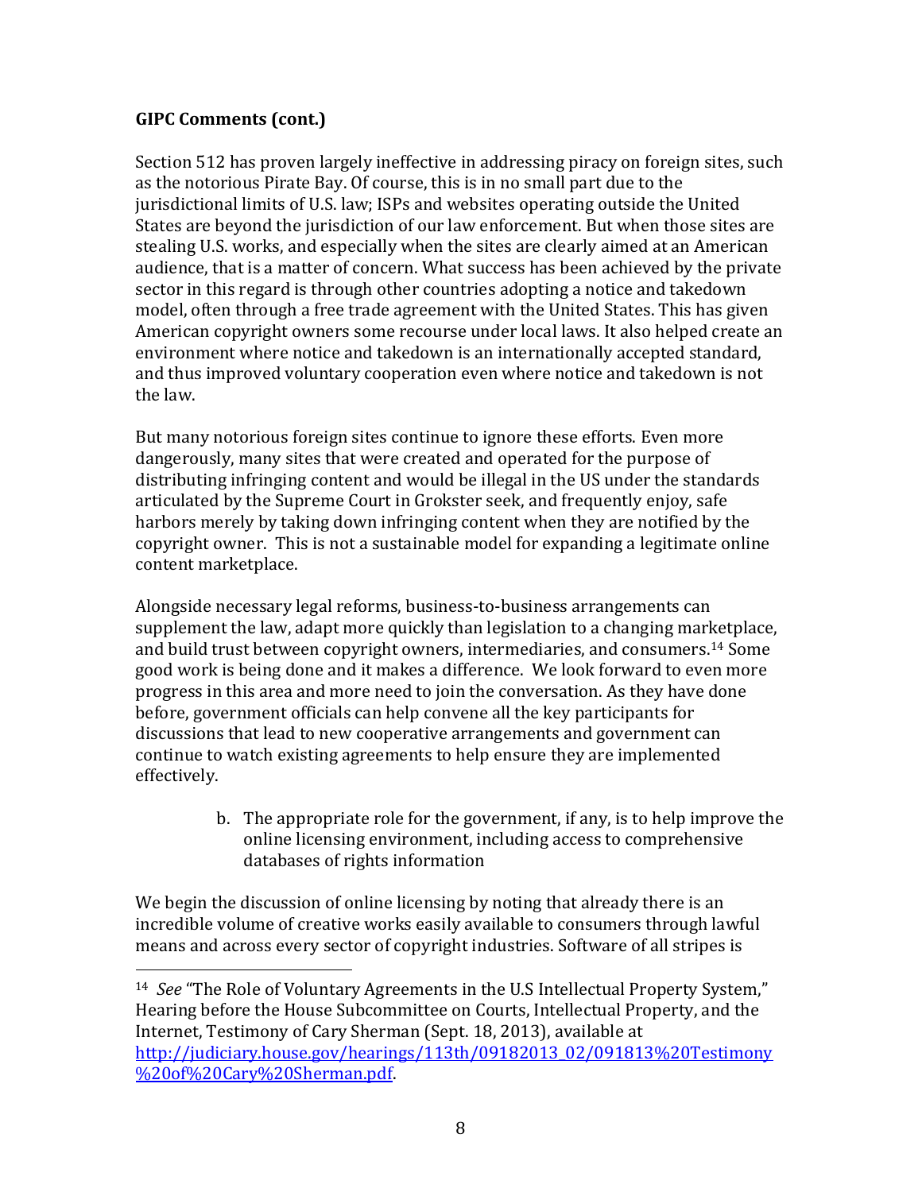**GIPC Comments (cont.)**

Section 512 has proven largely ineffective in addressing piracy on foreign sites, such as the notorious Pirate Bay. Of course, this is in no small part due to the jurisdictional limits of U.S. law; ISPs and websites operating outside the United States are beyond the jurisdiction of our law enforcement. But when those sites are stealing U.S. works, and especially when the sites are clearly aimed at an American audience, that is a matter of concern. What success has been achieved by the private sector in this regard is through other countries adopting a notice and takedown model, often through a free trade agreement with the United States. This has given American copyright owners some recourse under local laws. It also helped create an environment where notice and takedown is an internationally accepted standard, and thus improved voluntary cooperation even where notice and takedown is not the law.

But many notorious foreign sites continue to ignore these efforts. Even more dangerously, many sites that were created and operated for the purpose of distributing infringing content and would be illegal in the US under the standards articulated by the Supreme Court in Grokster seek, and frequently enjoy, safe harbors merely by taking down infringing content when they are notified by the copyright owner. This is not a sustainable model for expanding a legitimate online content marketplace.

Alongside necessary legal reforms, business-to-business arrangements can supplement the law, adapt more quickly than legislation to a changing marketplace, and build trust between copyright owners, intermediaries, and consumers.[14] Some good work is being done and it makes a difference. We look forward to even more progress in this area and more need to join the conversation. As they have done before, government officials can help convene all the key participants for discussions that lead to new cooperative arrangements and government can continue to watch existing agreements to help ensure they are implemented effectively.

b. The appropriate role for the government, if any, is to help improve the online licensing environment, including access to comprehensive databases of rights information

We begin the discussion of online licensing by noting that already there is an incredible volume of creative works easily available to consumers through lawful means and across every sector of copyright industries. Software of all stripes is

---

[14] *See* "The Role of Voluntary Agreements in the U.S Intellectual Property System," Hearing before the House Subcommittee on Courts, Intellectual Property, and the Internet, Testimony of Cary Sherman (Sept. 18, 2013), available at http://judiciary.house.gov/hearings/113th/09182013_02/091813%20Testimony%20of%20Cary%20Sherman.pdf.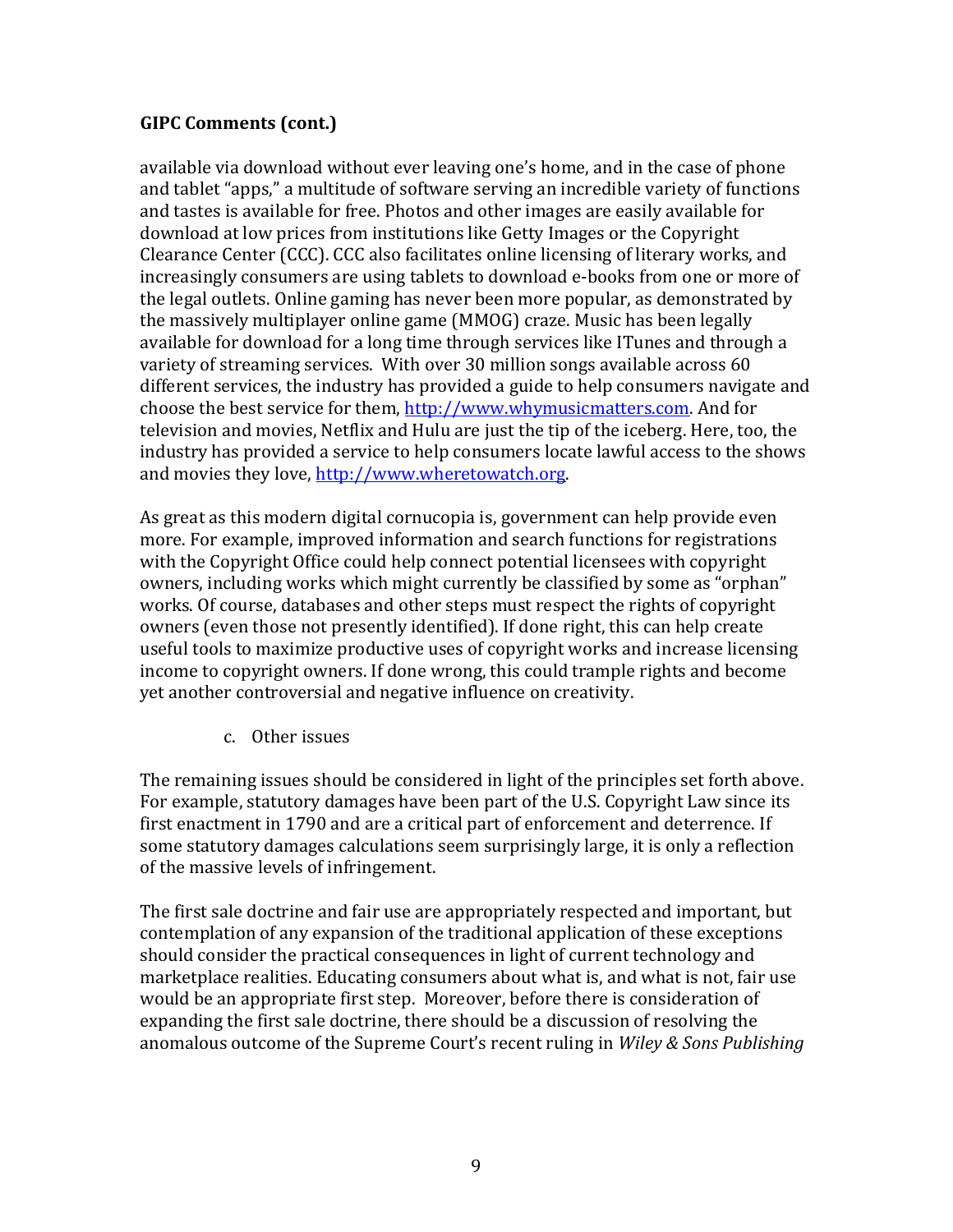**GIPC Comments (cont.)**

available via download without ever leaving one's home, and in the case of phone and tablet "apps," a multitude of software serving an incredible variety of functions and tastes is available for free. Photos and other images are easily available for download at low prices from institutions like Getty Images or the Copyright Clearance Center (CCC). CCC also facilitates online licensing of literary works, and increasingly consumers are using tablets to download e-books from one or more of the legal outlets. Online gaming has never been more popular, as demonstrated by the massively multiplayer online game (MMOG) craze. Music has been legally available for download for a long time through services like ITunes and through a variety of streaming services. With over 30 million songs available across 60 different services, the industry has provided a guide to help consumers navigate and choose the best service for them, [http://www.whymusicmatters.com](http://www.whymusicmatters.com). And for television and movies, Netflix and Hulu are just the tip of the iceberg. Here, too, the industry has provided a service to help consumers locate lawful access to the shows and movies they love, [http://www.wheretowatch.org](http://www.wheretowatch.org).

As great as this modern digital cornucopia is, government can help provide even more. For example, improved information and search functions for registrations with the Copyright Office could help connect potential licensees with copyright owners, including works which might currently be classified by some as "orphan" works. Of course, databases and other steps must respect the rights of copyright owners (even those not presently identified). If done right, this can help create useful tools to maximize productive uses of copyright works and increase licensing income to copyright owners. If done wrong, this could trample rights and become yet another controversial and negative influence on creativity.

c. Other issues

The remaining issues should be considered in light of the principles set forth above. For example, statutory damages have been part of the U.S. Copyright Law since its first enactment in 1790 and are a critical part of enforcement and deterrence. If some statutory damages calculations seem surprisingly large, it is only a reflection of the massive levels of infringement.

The first sale doctrine and fair use are appropriately respected and important, but contemplation of any expansion of the traditional application of these exceptions should consider the practical consequences in light of current technology and marketplace realities. Educating consumers about what is, and what is not, fair use would be an appropriate first step. Moreover, before there is consideration of expanding the first sale doctrine, there should be a discussion of resolving the anomalous outcome of the Supreme Court's recent ruling in *Wiley & Sons Publishing*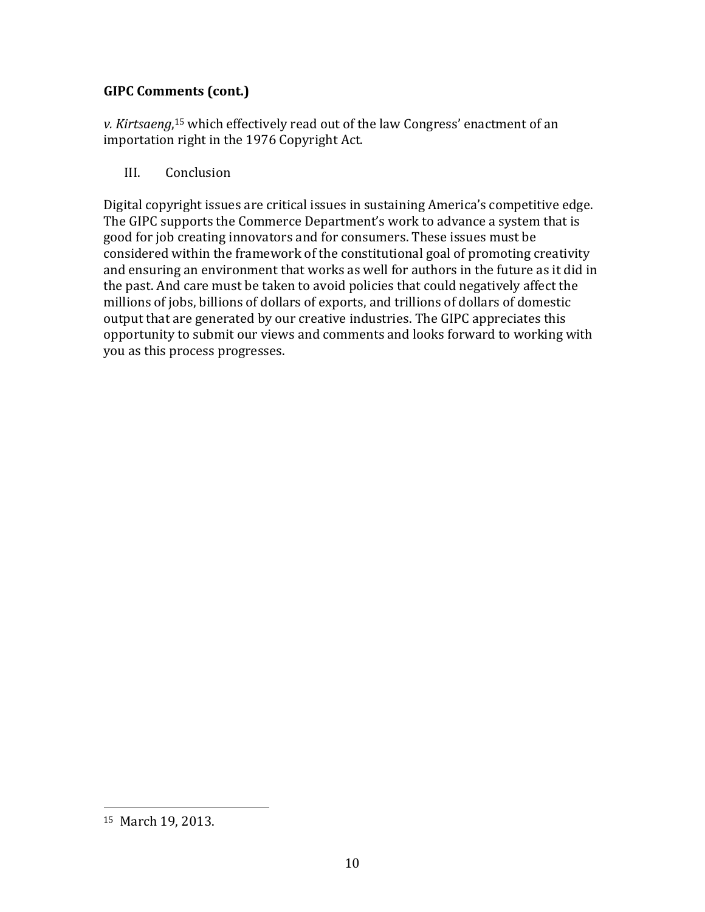**GIPC Comments (cont.)**

*v. Kirtsaeng*,[15] which effectively read out of the law Congress' enactment of an importation right in the 1976 Copyright Act.

## III. Conclusion

Digital copyright issues are critical issues in sustaining America's competitive edge. The GIPC supports the Commerce Department's work to advance a system that is good for job creating innovators and for consumers. These issues must be considered within the framework of the constitutional goal of promoting creativity and ensuring an environment that works as well for authors in the future as it did in the past. And care must be taken to avoid policies that could negatively affect the millions of jobs, billions of dollars of exports, and trillions of dollars of domestic output that are generated by our creative industries. The GIPC appreciates this opportunity to submit our views and comments and looks forward to working with you as this process progresses.

---

[15] March 19, 2013.